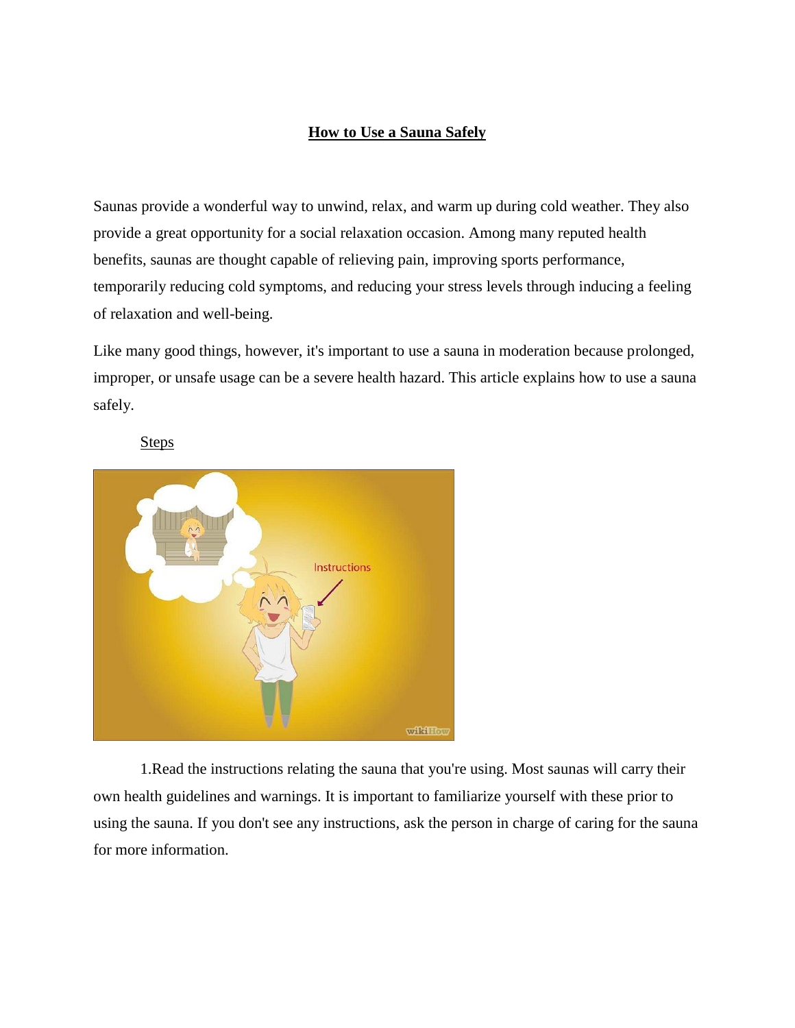# How to Use a Sauna Safely

Saunas provide a wonderful way to unwind, relax, and warm up during cold weather. They also provide a great opportunity for a social relaxation occasion. Among many reputed health benefits, saunas are thought capable of relieving pain, improving sports performance, temporarily reducing cold symptoms, and reducing your stress levels through inducing a feeling of relaxation and well-being.

Like many good things, however, it's important to use a sauna in moderation because prolonged, improper, or unsafe usage can be a severe health hazard. This article explains how to use a sauna safely.

## Steps

1.Read the instructions relating the sauna that you're using. Most saunas will carry their own health guidelines and warnings. It is important to familiarize yourself with these prior to using the sauna. If you don't see any instructions, ask the person in charge of caring for the sauna for more information.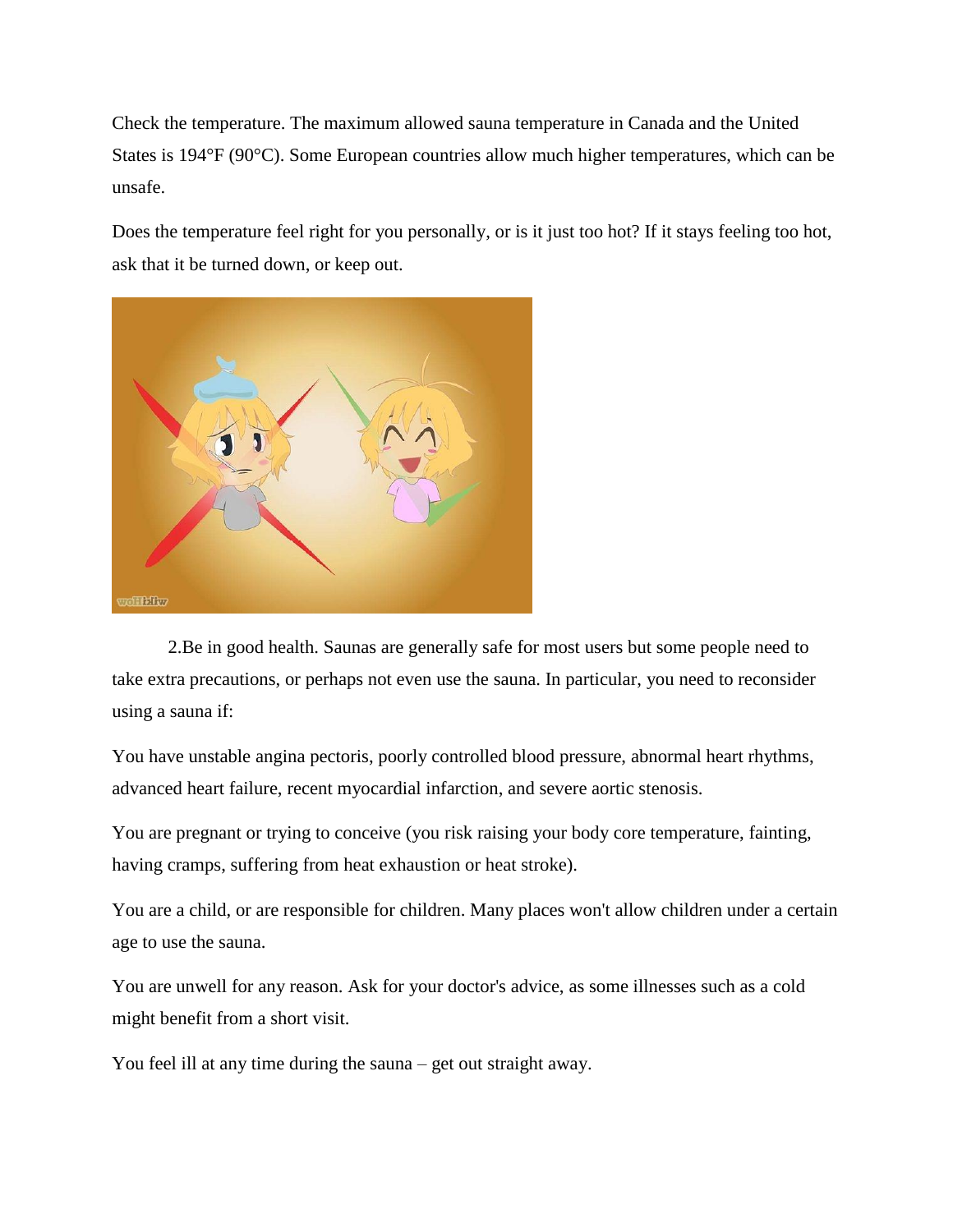Check the temperature. The maximum allowed sauna temperature in Canada and the United States is 194°F (90°C). Some European countries allow much higher temperatures, which can be unsafe.

Does the temperature feel right for you personally, or is it just too hot? If it stays feeling too hot, ask that it be turned down, or keep out.

2.Be in good health. Saunas are generally safe for most users but some people need to take extra precautions, or perhaps not even use the sauna. In particular, you need to reconsider using a sauna if:

You have unstable angina pectoris, poorly controlled blood pressure, abnormal heart rhythms, advanced heart failure, recent myocardial infarction, and severe aortic stenosis.

You are pregnant or trying to conceive (you risk raising your body core temperature, fainting, having cramps, suffering from heat exhaustion or heat stroke).

You are a child, or are responsible for children. Many places won't allow children under a certain age to use the sauna.

You are unwell for any reason. Ask for your doctor's advice, as some illnesses such as a cold might benefit from a short visit.

You feel ill at any time during the sauna – get out straight away.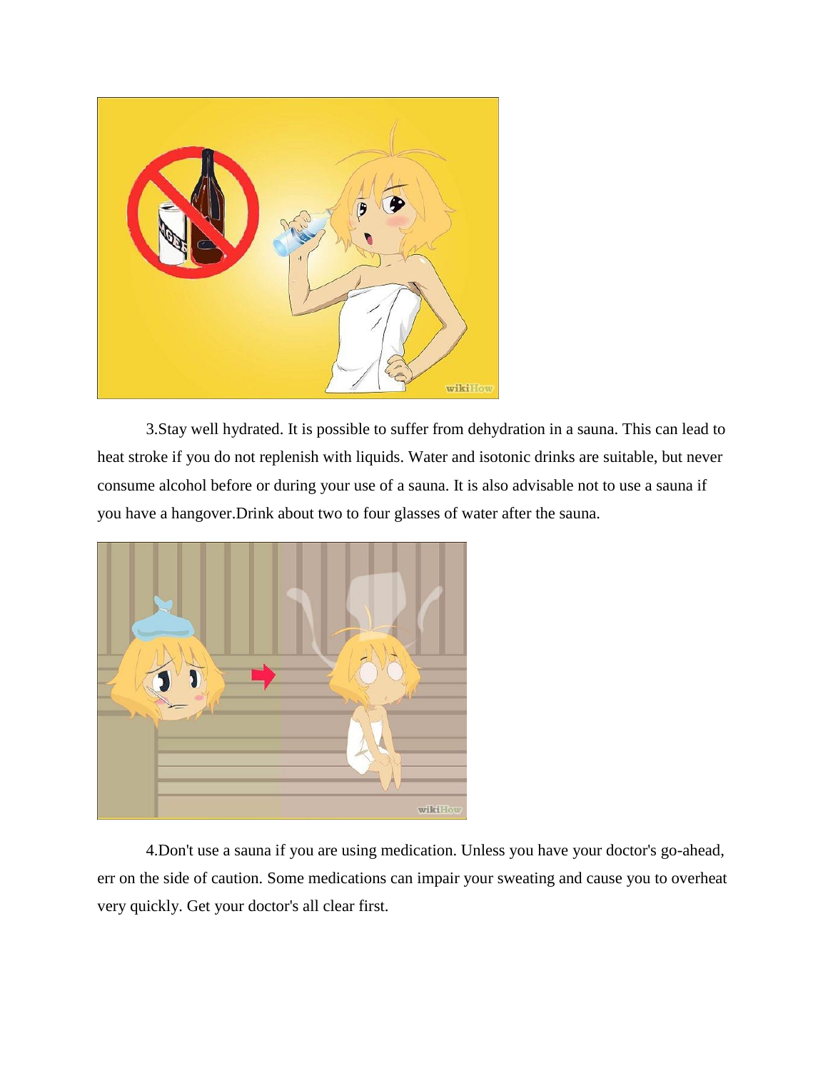3.Stay well hydrated. It is possible to suffer from dehydration in a sauna. This can lead to heat stroke if you do not replenish with liquids. Water and isotonic drinks are suitable, but never consume alcohol before or during your use of a sauna. It is also advisable not to use a sauna if you have a hangover.Drink about two to four glasses of water after the sauna.

4.Don't use a sauna if you are using medication. Unless you have your doctor's go-ahead, err on the side of caution. Some medications can impair your sweating and cause you to overheat very quickly. Get your doctor's all clear first.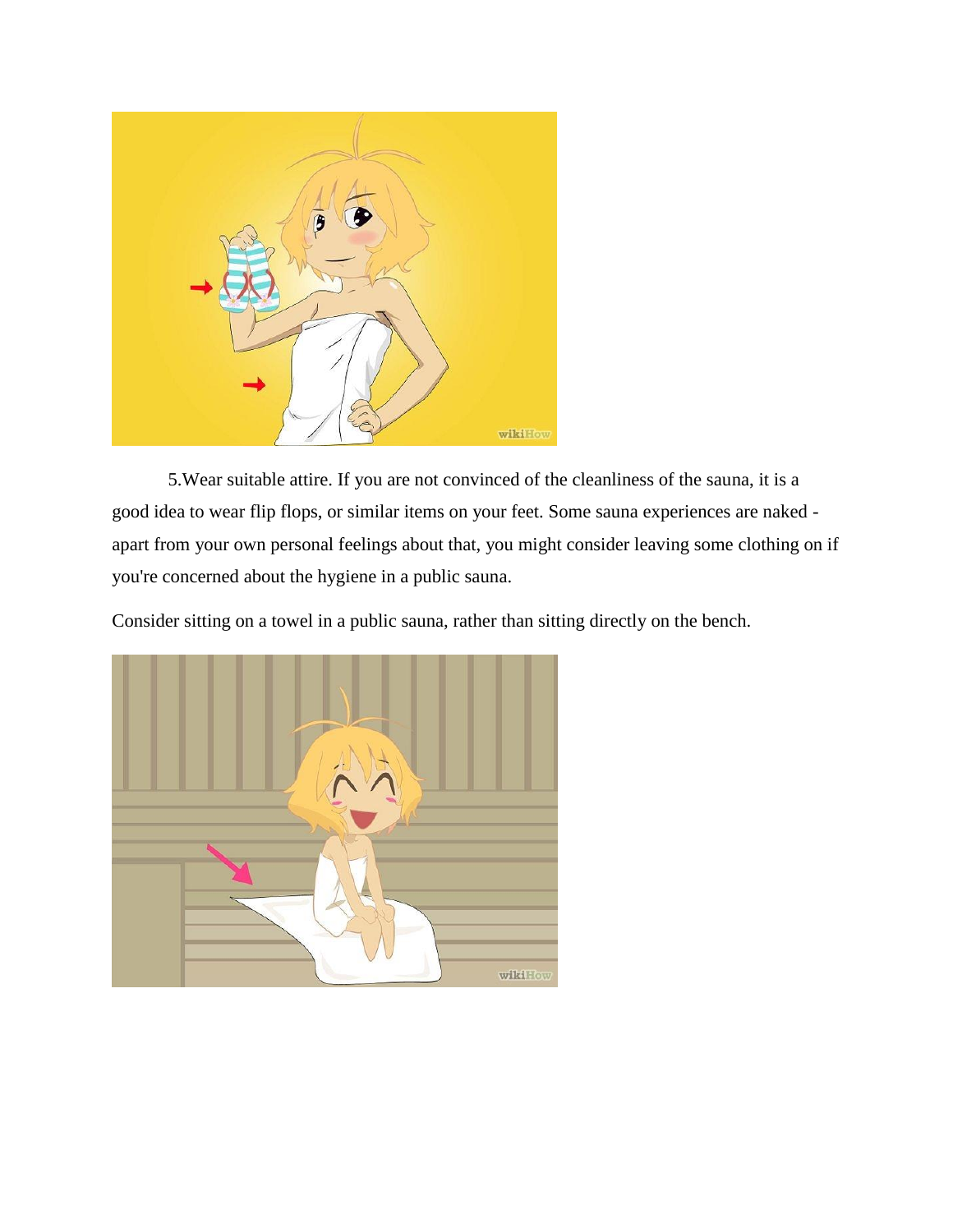5.Wear suitable attire. If you are not convinced of the cleanliness of the sauna, it is a good idea to wear flip flops, or similar items on your feet. Some sauna experiences are naked - apart from your own personal feelings about that, you might consider leaving some clothing on if you're concerned about the hygiene in a public sauna.

Consider sitting on a towel in a public sauna, rather than sitting directly on the bench.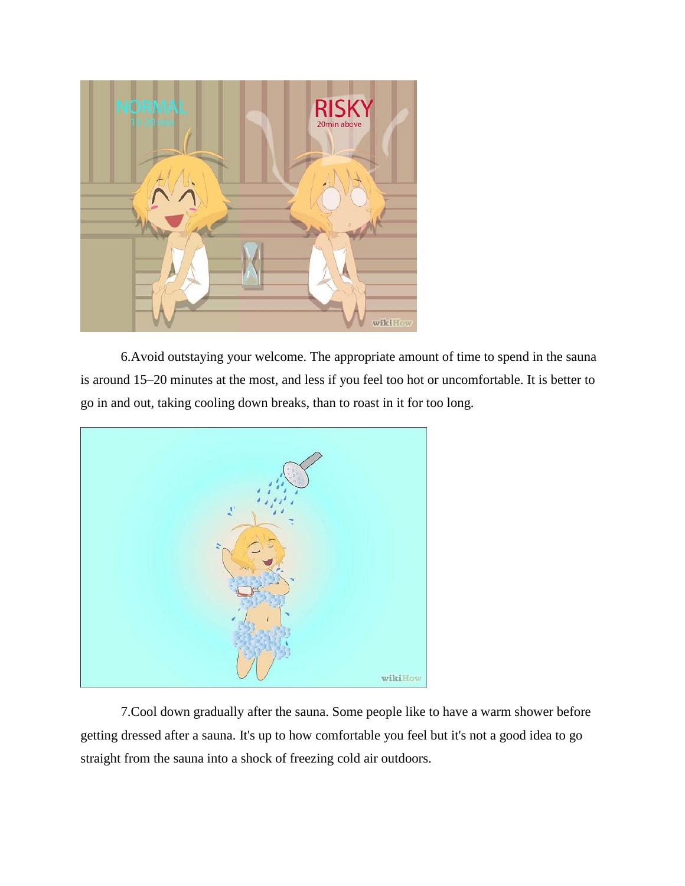6.Avoid outstaying your welcome. The appropriate amount of time to spend in the sauna is around 15–20 minutes at the most, and less if you feel too hot or uncomfortable. It is better to go in and out, taking cooling down breaks, than to roast in it for too long.

7.Cool down gradually after the sauna. Some people like to have a warm shower before getting dressed after a sauna. It's up to how comfortable you feel but it's not a good idea to go straight from the sauna into a shock of freezing cold air outdoors.